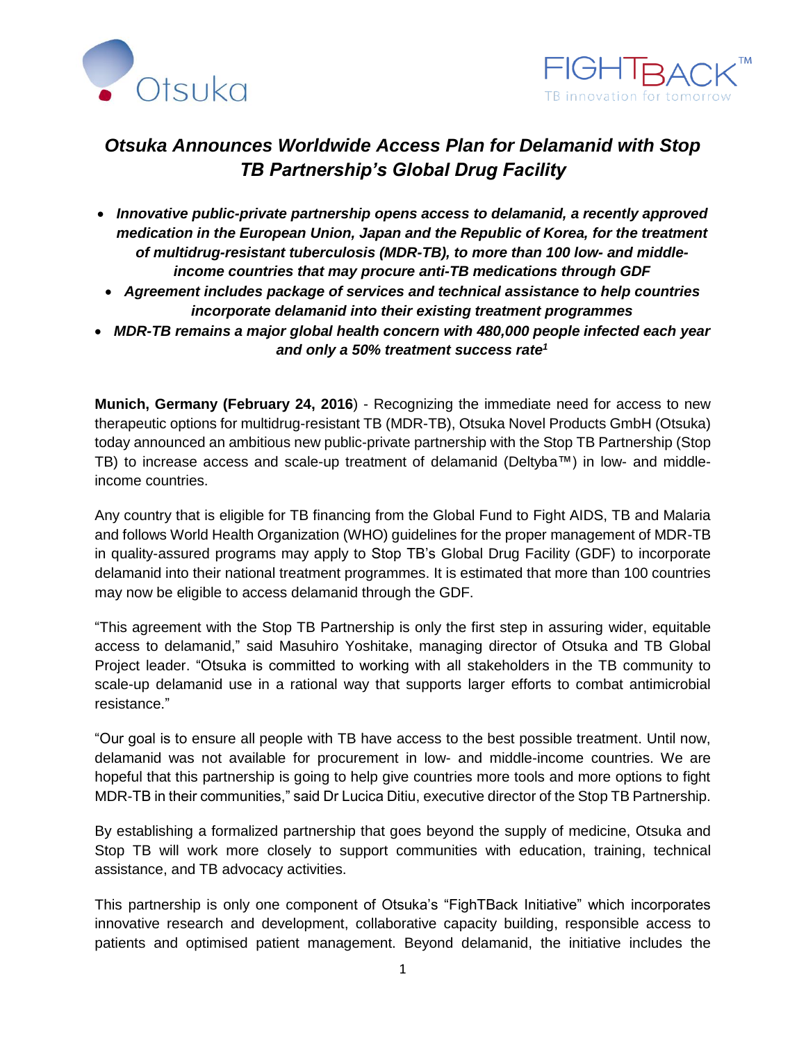# *Otsuka Announces Worldwide Access Plan for Delamanid with Stop TB Partnership's Global Drug Facility*

- ***Innovative public-private partnership opens access to delamanid, a recently approved medication in the European Union, Japan and the Republic of Korea, for the treatment of multidrug-resistant tuberculosis (MDR-TB), to more than 100 low- and middle-income countries that may procure anti-TB medications through GDF***
- ***Agreement includes package of services and technical assistance to help countries incorporate delamanid into their existing treatment programmes***
- ***MDR-TB remains a major global health concern with 480,000 people infected each year and only a 50% treatment success rate[1]***

**Munich, Germany (February 24, 2016**) - Recognizing the immediate need for access to new therapeutic options for multidrug-resistant TB (MDR-TB), Otsuka Novel Products GmbH (Otsuka) today announced an ambitious new public-private partnership with the Stop TB Partnership (Stop TB) to increase access and scale-up treatment of delamanid (Deltyba™) in low- and middle-income countries.

Any country that is eligible for TB financing from the Global Fund to Fight AIDS, TB and Malaria and follows World Health Organization (WHO) guidelines for the proper management of MDR-TB in quality-assured programs may apply to Stop TB's Global Drug Facility (GDF) to incorporate delamanid into their national treatment programmes. It is estimated that more than 100 countries may now be eligible to access delamanid through the GDF.

"This agreement with the Stop TB Partnership is only the first step in assuring wider, equitable access to delamanid," said Masuhiro Yoshitake, managing director of Otsuka and TB Global Project leader. "Otsuka is committed to working with all stakeholders in the TB community to scale-up delamanid use in a rational way that supports larger efforts to combat antimicrobial resistance."

"Our goal is to ensure all people with TB have access to the best possible treatment. Until now, delamanid was not available for procurement in low- and middle-income countries. We are hopeful that this partnership is going to help give countries more tools and more options to fight MDR-TB in their communities," said Dr Lucica Ditiu, executive director of the Stop TB Partnership.

By establishing a formalized partnership that goes beyond the supply of medicine, Otsuka and Stop TB will work more closely to support communities with education, training, technical assistance, and TB advocacy activities.

This partnership is only one component of Otsuka's "FighTBack Initiative" which incorporates innovative research and development, collaborative capacity building, responsible access to patients and optimised patient management. Beyond delamanid, the initiative includes the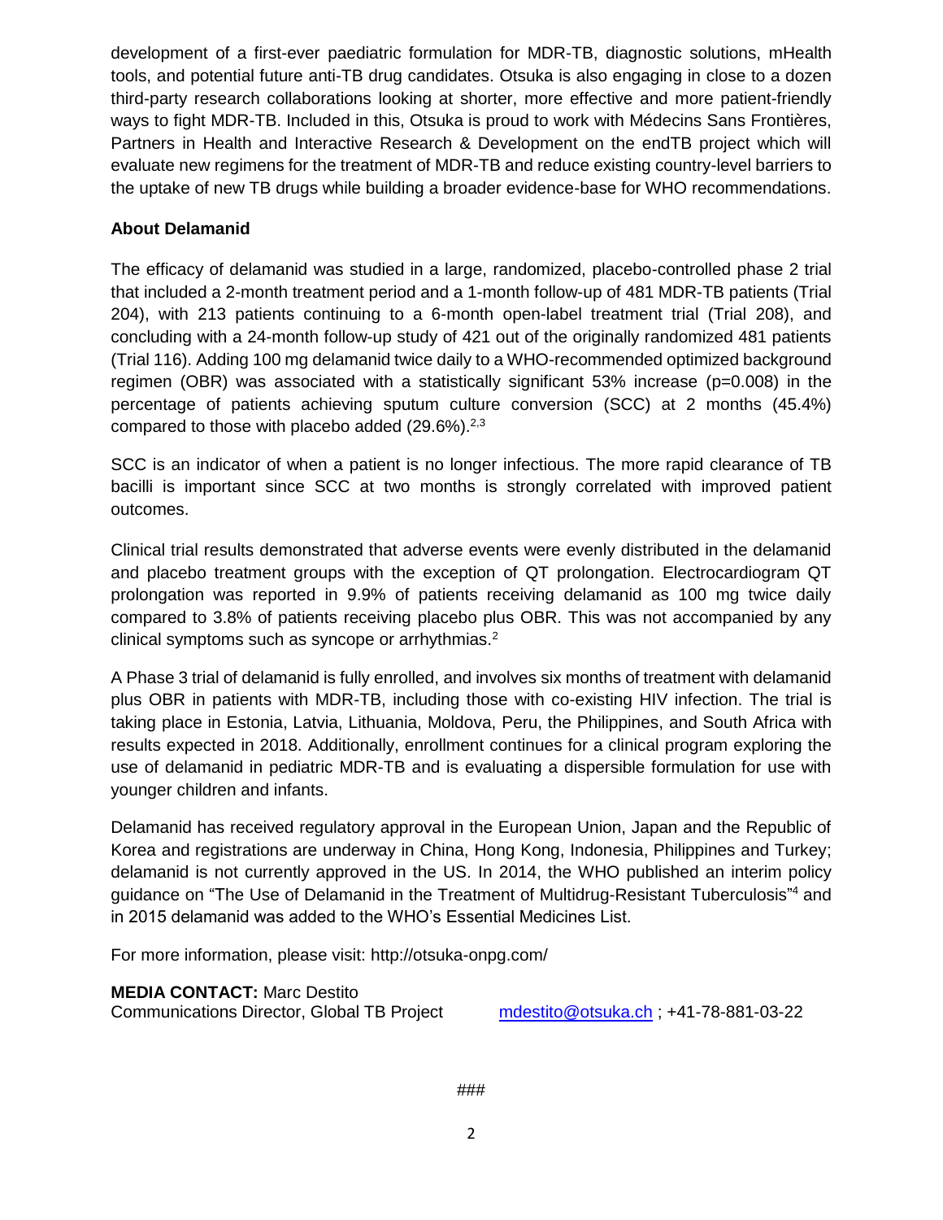development of a first-ever paediatric formulation for MDR-TB, diagnostic solutions, mHealth tools, and potential future anti-TB drug candidates. Otsuka is also engaging in close to a dozen third-party research collaborations looking at shorter, more effective and more patient-friendly ways to fight MDR-TB. Included in this, Otsuka is proud to work with Médecins Sans Frontières, Partners in Health and Interactive Research & Development on the endTB project which will evaluate new regimens for the treatment of MDR-TB and reduce existing country-level barriers to the uptake of new TB drugs while building a broader evidence-base for WHO recommendations.

**About Delamanid**

The efficacy of delamanid was studied in a large, randomized, placebo-controlled phase 2 trial that included a 2-month treatment period and a 1-month follow-up of 481 MDR-TB patients (Trial 204), with 213 patients continuing to a 6-month open-label treatment trial (Trial 208), and concluding with a 24-month follow-up study of 421 out of the originally randomized 481 patients (Trial 116). Adding 100 mg delamanid twice daily to a WHO-recommended optimized background regimen (OBR) was associated with a statistically significant 53% increase ($p=0.008$) in the percentage of patients achieving sputum culture conversion (SCC) at 2 months (45.4%) compared to those with placebo added (29.6%).[2,3]

SCC is an indicator of when a patient is no longer infectious. The more rapid clearance of TB bacilli is important since SCC at two months is strongly correlated with improved patient outcomes.

Clinical trial results demonstrated that adverse events were evenly distributed in the delamanid and placebo treatment groups with the exception of QT prolongation. Electrocardiogram QT prolongation was reported in 9.9% of patients receiving delamanid as 100 mg twice daily compared to 3.8% of patients receiving placebo plus OBR. This was not accompanied by any clinical symptoms such as syncope or arrhythmias.[2]

A Phase 3 trial of delamanid is fully enrolled, and involves six months of treatment with delamanid plus OBR in patients with MDR-TB, including those with co-existing HIV infection. The trial is taking place in Estonia, Latvia, Lithuania, Moldova, Peru, the Philippines, and South Africa with results expected in 2018. Additionally, enrollment continues for a clinical program exploring the use of delamanid in pediatric MDR-TB and is evaluating a dispersible formulation for use with younger children and infants.

Delamanid has received regulatory approval in the European Union, Japan and the Republic of Korea and registrations are underway in China, Hong Kong, Indonesia, Philippines and Turkey; delamanid is not currently approved in the US. In 2014, the WHO published an interim policy guidance on "The Use of Delamanid in the Treatment of Multidrug-Resistant Tuberculosis"[4] and in 2015 delamanid was added to the WHO's Essential Medicines List.

For more information, please visit: http://otsuka-onpg.com/

**MEDIA CONTACT:** Marc Destito
Communications Director, Global TB Project mdestito@otsuka.ch ; +41-78-881-03-22

###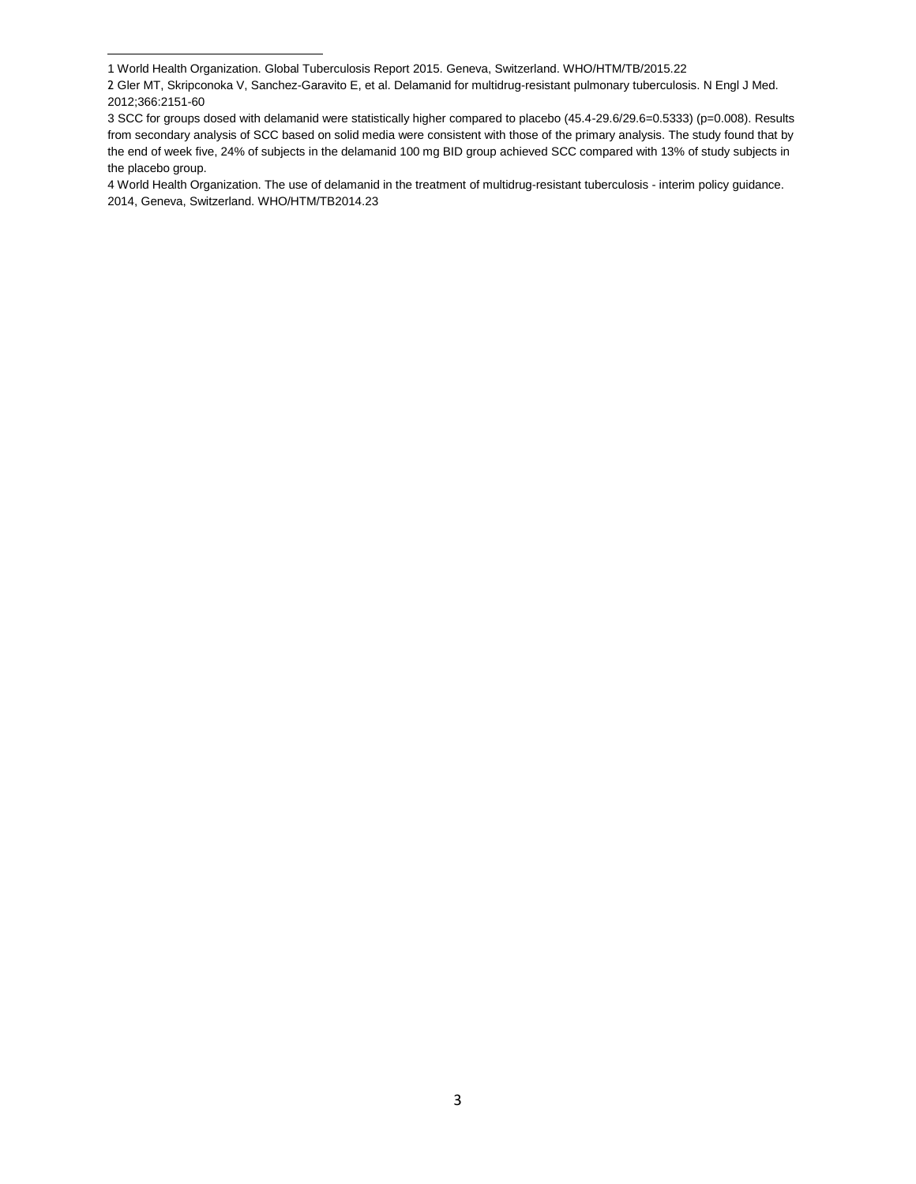1 World Health Organization. Global Tuberculosis Report 2015. Geneva, Switzerland. WHO/HTM/TB/2015.22

2 Gler MT, Skripconoka V, Sanchez-Garavito E, et al. Delamanid for multidrug-resistant pulmonary tuberculosis. N Engl J Med. 2012;366:2151-60

3 SCC for groups dosed with delamanid were statistically higher compared to placebo (45.4-29.6/29.6=0.5333) (p=0.008). Results from secondary analysis of SCC based on solid media were consistent with those of the primary analysis. The study found that by the end of week five, 24% of subjects in the delamanid 100 mg BID group achieved SCC compared with 13% of study subjects in the placebo group.

4 World Health Organization. The use of delamanid in the treatment of multidrug-resistant tuberculosis - interim policy guidance. 2014, Geneva, Switzerland. WHO/HTM/TB2014.23